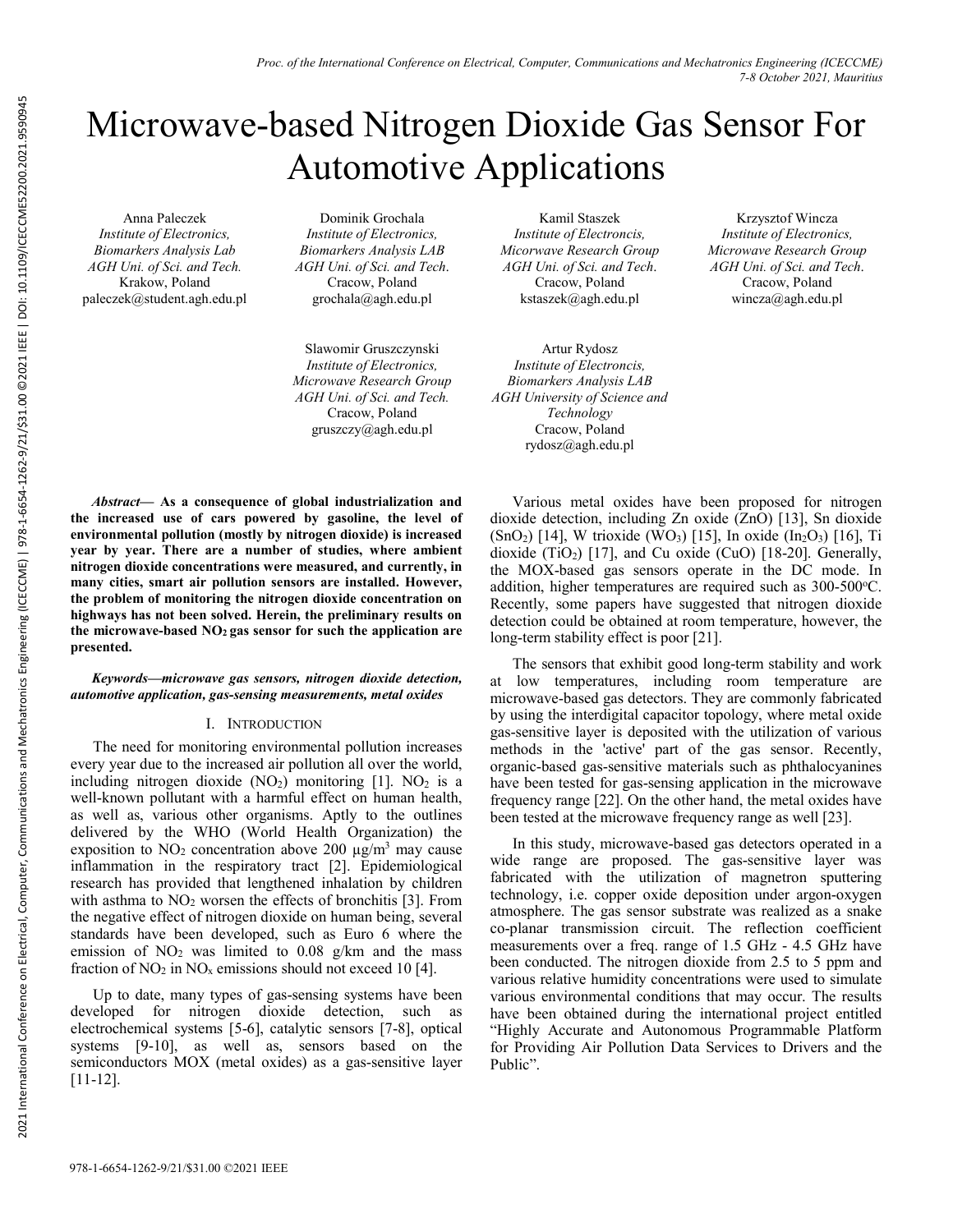# Microwave-based Nitrogen Dioxide Gas Sensor For Automotive Applications

Anna Paleczek
*Institute of Electronics,*
*Biomarkers Analysis Lab*
*AGH Uni. of Sci. and Tech.*
Krakow, Poland
paleczek@student.agh.edu.pl

Dominik Grochala
*Institute of Electronics,*
*Biomarkers Analysis LAB*
*AGH Uni. of Sci. and Tech.*
Cracow, Poland
grochala@agh.edu.pl

Kamil Staszek
*Institute of Electroncis,*
*Micorwave Research Group*
*AGH Uni. of Sci. and Tech.*
Cracow, Poland
kstaszek@agh.edu.pl

Krzysztof Wincza
*Institute of Electronics,*
*Microwave Research Group*
*AGH Uni. of Sci. and Tech.*
Cracow, Poland
wincza@agh.edu.pl

Slawomir Gruszczynski
*Institute of Electronics,*
*Microwave Research Group*
*AGH Uni. of Sci. and Tech.*
Cracow, Poland
gruszczy@agh.edu.pl

Artur Rydosz
*Institute of Electroncis,*
*Biomarkers Analysis LAB*
*AGH University of Science and Technology*
Cracow, Poland
rydosz@agh.edu.pl

***Abstract*— As a consequence of global industrialization and the increased use of cars powered by gasoline, the level of environmental pollution (mostly by nitrogen dioxide) is increased year by year. There are a number of studies, where ambient nitrogen dioxide concentrations were measured, and currently, in many cities, smart air pollution sensors are installed. However, the problem of monitoring the nitrogen dioxide concentration on highways has not been solved. Herein, the preliminary results on the microwave-based $NO_2$ gas sensor for such the application are presented.**

***Keywords—microwave gas sensors, nitrogen dioxide detection, automotive application, gas-sensing measurements, metal oxides***

## I. Introduction

The need for monitoring environmental pollution increases every year due to the increased air pollution all over the world, including nitrogen dioxide ($NO_2$) monitoring [1]. $NO_2$ is a well-known pollutant with a harmful effect on human health, as well as, various other organisms. Aptly to the outlines delivered by the WHO (World Health Organization) the exposition to $NO_2$ concentration above 200 μg/m$^3$ may cause inflammation in the respiratory tract [2]. Epidemiological research has provided that lengthened inhalation by children with asthma to $NO_2$ worsen the effects of bronchitis [3]. From the negative effect of nitrogen dioxide on human being, several standards have been developed, such as Euro 6 where the emission of $NO_2$ was limited to 0.08 g/km and the mass fraction of $NO_2$ in $NO_x$ emissions should not exceed 10 [4].

Up to date, many types of gas-sensing systems have been developed for nitrogen dioxide detection, such as electrochemical systems [5-6], catalytic sensors [7-8], optical systems [9-10], as well as, sensors based on the semiconductors MOX (metal oxides) as a gas-sensitive layer [11-12].

Various metal oxides have been proposed for nitrogen dioxide detection, including Zn oxide (ZnO) [13], Sn dioxide ($SnO_2$) [14], W trioxide ($WO_3$) [15], In oxide ($In_2O_3$) [16], Ti dioxide ($TiO_2$) [17], and Cu oxide (CuO) [18-20]. Generally, the MOX-based gas sensors operate in the DC mode. In addition, higher temperatures are required such as 300-500$^o$C. Recently, some papers have suggested that nitrogen dioxide detection could be obtained at room temperature, however, the long-term stability effect is poor [21].

The sensors that exhibit good long-term stability and work at low temperatures, including room temperature are microwave-based gas detectors. They are commonly fabricated by using the interdigital capacitor topology, where metal oxide gas-sensitive layer is deposited with the utilization of various methods in the 'active' part of the gas sensor. Recently, organic-based gas-sensitive materials such as phthalocyanines have been tested for gas-sensing application in the microwave frequency range [22]. On the other hand, the metal oxides have been tested at the microwave frequency range as well [23].

In this study, microwave-based gas detectors operated in a wide range are proposed. The gas-sensitive layer was fabricated with the utilization of magnetron sputtering technology, i.e. copper oxide deposition under argon-oxygen atmosphere. The gas sensor substrate was realized as a snake co-planar transmission circuit. The reflection coefficient measurements over a freq. range of 1.5 GHz - 4.5 GHz have been conducted. The nitrogen dioxide from 2.5 to 5 ppm and various relative humidity concentrations were used to simulate various environmental conditions that may occur. The results have been obtained during the international project entitled "Highly Accurate and Autonomous Programmable Platform for Providing Air Pollution Data Services to Drivers and the Public".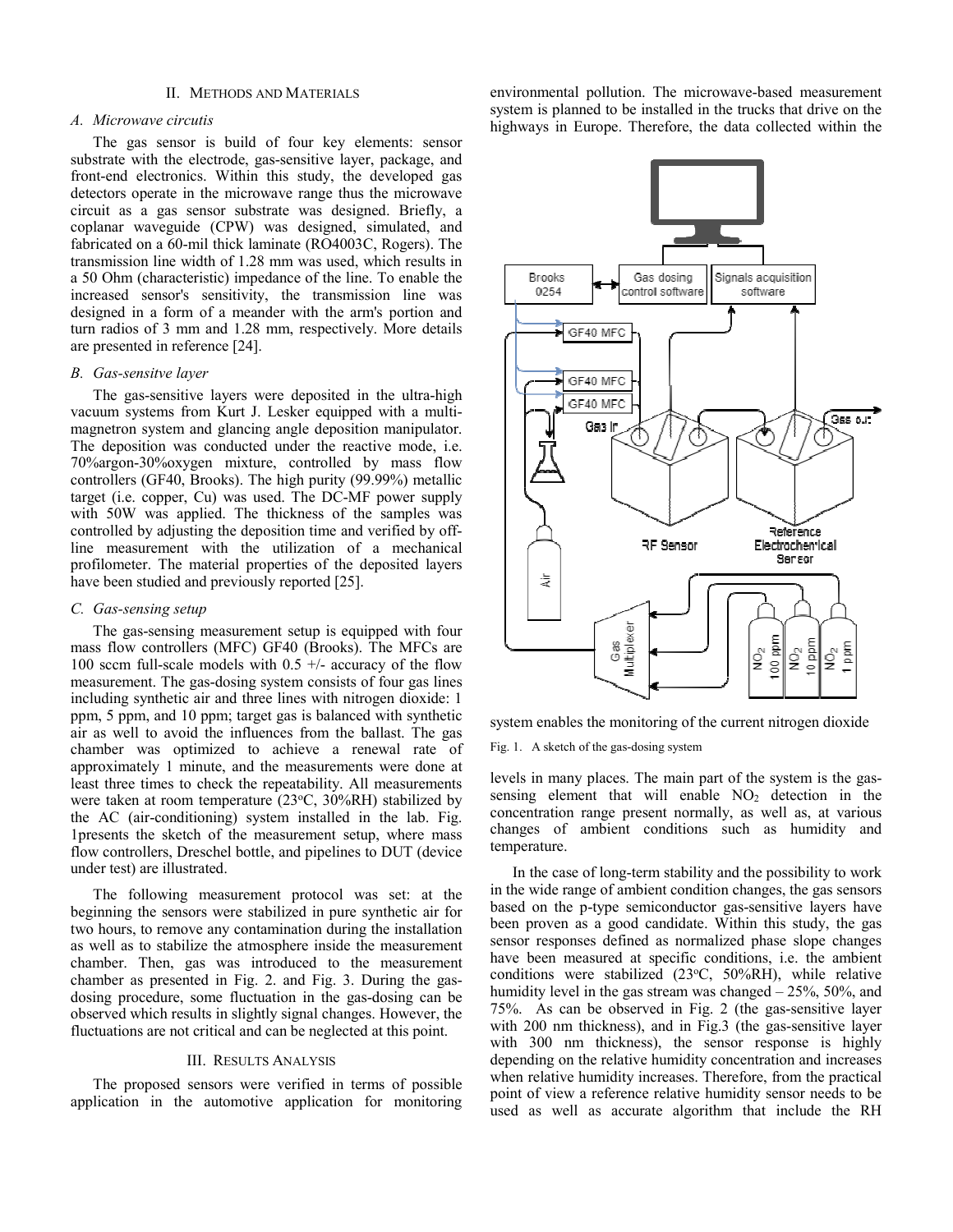## II. Methods and Materials

### A. Microwave circutis

The gas sensor is build of four key elements: sensor substrate with the electrode, gas-sensitive layer, package, and front-end electronics. Within this study, the developed gas detectors operate in the microwave range thus the microwave circuit as a gas sensor substrate was designed. Briefly, a coplanar waveguide (CPW) was designed, simulated, and fabricated on a 60-mil thick laminate (RO4003C, Rogers). The transmission line width of 1.28 mm was used, which results in a 50 Ohm (characteristic) impedance of the line. To enable the increased sensor's sensitivity, the transmission line was designed in a form of a meander with the arm's portion and turn radios of 3 mm and 1.28 mm, respectively. More details are presented in reference [24].

### B. Gas-sensitve layer

The gas-sensitive layers were deposited in the ultra-high vacuum systems from Kurt J. Lesker equipped with a multi-magnetron system and glancing angle deposition manipulator. The deposition was conducted under the reactive mode, i.e. 70%argon-30%oxygen mixture, controlled by mass flow controllers (GF40, Brooks). The high purity (99.99%) metallic target (i.e. copper, Cu) was used. The DC-MF power supply with 50W was applied. The thickness of the samples was controlled by adjusting the deposition time and verified by off-line measurement with the utilization of a mechanical profilometer. The material properties of the deposited layers have been studied and previously reported [25].

### C. Gas-sensing setup

The gas-sensing measurement setup is equipped with four mass flow controllers (MFC) GF40 (Brooks). The MFCs are 100 sccm full-scale models with 0.5 +/- accuracy of the flow measurement. The gas-dosing system consists of four gas lines including synthetic air and three lines with nitrogen dioxide: 1 ppm, 5 ppm, and 10 ppm; target gas is balanced with synthetic air as well to avoid the influences from the ballast. The gas chamber was optimized to achieve a renewal rate of approximately 1 minute, and the measurements were done at least three times to check the repeatability. All measurements were taken at room temperature (23$^{o}$C, 30%RH) stabilized by the AC (air-conditioning) system installed in the lab. Fig. 1presents the sketch of the measurement setup, where mass flow controllers, Dreschel bottle, and pipelines to DUT (device under test) are illustrated.

The following measurement protocol was set: at the beginning the sensors were stabilized in pure synthetic air for two hours, to remove any contamination during the installation as well as to stabilize the atmosphere inside the measurement chamber. Then, gas was introduced to the measurement chamber as presented in Fig. 2. and Fig. 3. During the gas-dosing procedure, some fluctuation in the gas-dosing can be observed which results in slightly signal changes. However, the fluctuations are not critical and can be neglected at this point.

## III. Results Analysis

The proposed sensors were verified in terms of possible application in the automotive application for monitoring environmental pollution. The microwave-based measurement system is planned to be installed in the trucks that drive on the highways in Europe. Therefore, the data collected within the system enables the monitoring of the current nitrogen dioxide levels in many places. The main part of the system is the gas-sensing element that will enable $NO_2$ detection in the concentration range present normally, as well as, at various changes of ambient conditions such as humidity and temperature.

Fig. 1. A sketch of the gas-dosing system

In the case of long-term stability and the possibility to work in the wide range of ambient condition changes, the gas sensors based on the p-type semiconductor gas-sensitive layers have been proven as a good candidate. Within this study, the gas sensor responses defined as normalized phase slope changes have been measured at specific conditions, i.e. the ambient conditions were stabilized (23$^{o}$C, 50%RH), while relative humidity level in the gas stream was changed – 25%, 50%, and 75%. As can be observed in Fig. 2 (the gas-sensitive layer with 200 nm thickness), and in Fig.3 (the gas-sensitive layer with 300 nm thickness), the sensor response is highly depending on the relative humidity concentration and increases when relative humidity increases. Therefore, from the practical point of view a reference relative humidity sensor needs to be used as well as accurate algorithm that include the RH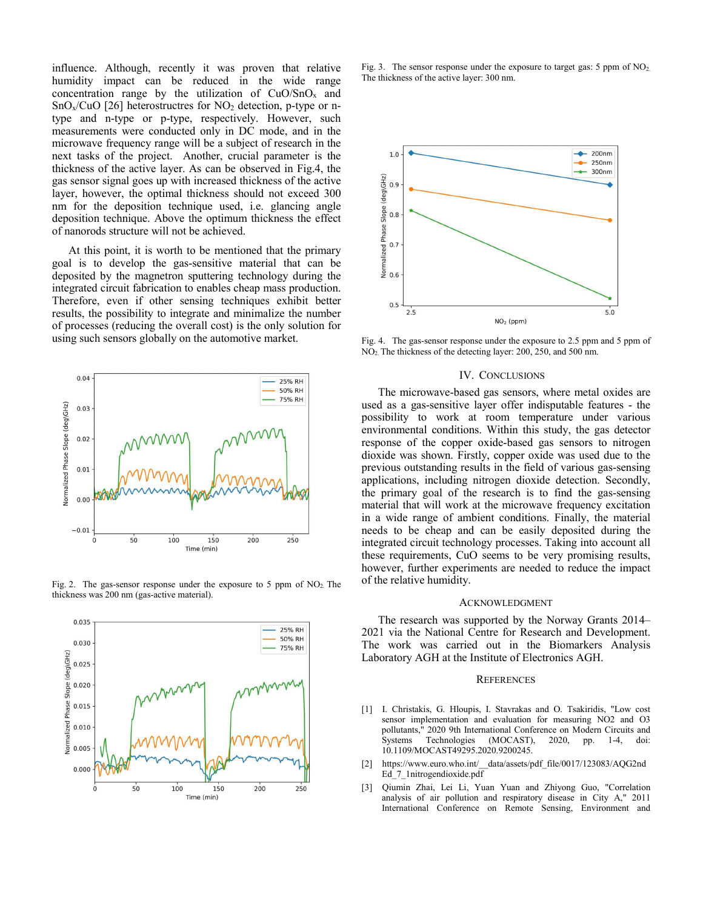influence. Although, recently it was proven that relative humidity impact can be reduced in the wide range concentration range by the utilization of $CuO/SnO_x$ and $SnO_x/CuO$ [26] heterostructres for $NO_2$ detection, p-type or n-type and n-type or p-type, respectively. However, such measurements were conducted only in DC mode, and in the microwave frequency range will be a subject of research in the next tasks of the project. Another, crucial parameter is the thickness of the active layer. As can be observed in Fig.4, the gas sensor signal goes up with increased thickness of the active layer, however, the optimal thickness should not exceed 300 nm for the deposition technique used, i.e. glancing angle deposition technique. Above the optimum thickness the effect of nanorods structure will not be achieved.

At this point, it is worth to be mentioned that the primary goal is to develop the gas-sensitive material that can be deposited by the magnetron sputtering technology during the integrated circuit fabrication to enables cheap mass production. Therefore, even if other sensing techniques exhibit better results, the possibility to integrate and minimalize the number of processes (reducing the overall cost) is the only solution for using such sensors globally on the automotive market.

Fig. 2. The gas-sensor response under the exposure to 5 ppm of $NO_2$. The thickness was 200 nm (gas-active material).

Fig. 3. The sensor response under the exposure to target gas: 5 ppm of $NO_2$. The thickness of the active layer: 300 nm.

Fig. 4. The gas-sensor response under the exposure to 2.5 ppm and 5 ppm of $NO_2$. The thickness of the detecting layer: 200, 250, and 500 nm.

## IV. Conclusions

The microwave-based gas sensors, where metal oxides are used as a gas-sensitive layer offer indisputable features - the possibility to work at room temperature under various environmental conditions. Within this study, the gas detector response of the copper oxide-based gas sensors to nitrogen dioxide was shown. Firstly, copper oxide was used due to the previous outstanding results in the field of various gas-sensing applications, including nitrogen dioxide detection. Secondly, the primary goal of the research is to find the gas-sensing material that will work at the microwave frequency excitation in a wide range of ambient conditions. Finally, the material needs to be cheap and can be easily deposited during the integrated circuit technology processes. Taking into account all these requirements, CuO seems to be very promising results, however, further experiments are needed to reduce the impact of the relative humidity.

## Acknowledgment

The research was supported by the Norway Grants 2014–2021 via the National Centre for Research and Development. The work was carried out in the Biomarkers Analysis Laboratory AGH at the Institute of Electronics AGH.

## References

[1] I. Christakis, G. Hloupis, I. Stavrakas and O. Tsakiridis, "Low cost sensor implementation and evaluation for measuring NO2 and O3 pollutants," 2020 9th International Conference on Modern Circuits and Systems Technologies (MOCAST), 2020, pp. 1-4, doi: 10.1109/MOCAST49295.2020.9200245.

[2] https://www.euro.who.int/__data/assets/pdf_file/0017/123083/AQG2ndEd_7_1nitrogendioxide.pdf

[3] Qiumin Zhai, Lei Li, Yuan Yuan and Zhiyong Guo, "Correlation analysis of air pollution and respiratory disease in City A," 2011 International Conference on Remote Sensing, Environment and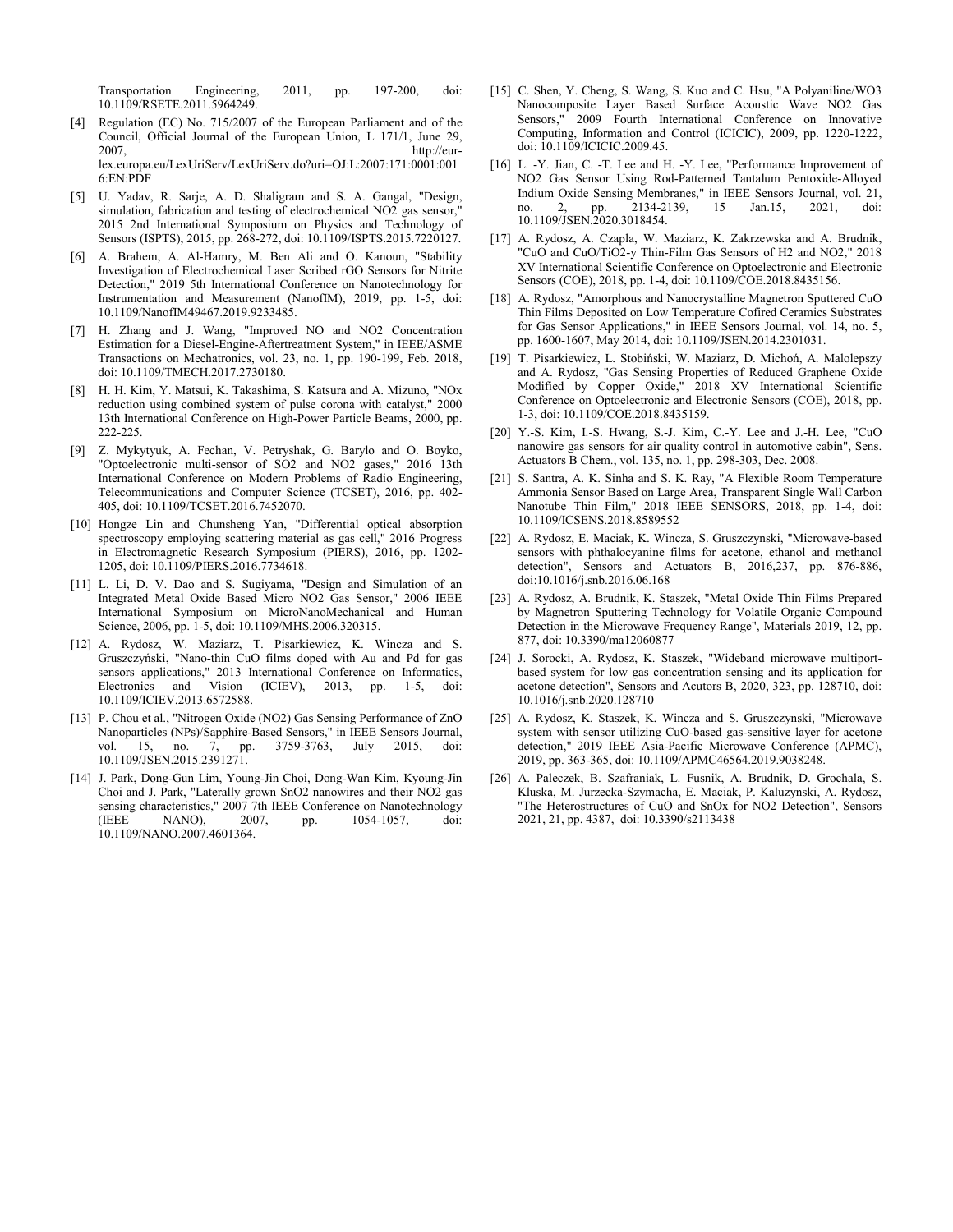Transportation Engineering, 2011, pp. 197-200, doi: 10.1109/RSETE.2011.5964249.

[4] Regulation (EC) No. 715/2007 of the European Parliament and of the Council, Official Journal of the European Union, L 171/1, June 29, 2007, http://eur-lex.europa.eu/LexUriServ/LexUriServ.do?uri=OJ:L:2007:171:0001:0016:EN:PDF

[5] U. Yadav, R. Sarje, A. D. Shaligram and S. A. Gangal, "Design, simulation, fabrication and testing of electrochemical NO2 gas sensor," 2015 2nd International Symposium on Physics and Technology of Sensors (ISPTS), 2015, pp. 268-272, doi: 10.1109/ISPTS.2015.7220127.

[6] A. Brahem, A. Al-Hamry, M. Ben Ali and O. Kanoun, "Stability Investigation of Electrochemical Laser Scribed rGO Sensors for Nitrite Detection," 2019 5th International Conference on Nanotechnology for Instrumentation and Measurement (NanofIM), 2019, pp. 1-5, doi: 10.1109/NanofIM49467.2019.9233485.

[7] H. Zhang and J. Wang, "Improved NO and NO2 Concentration Estimation for a Diesel-Engine-Aftertreatment System," in IEEE/ASME Transactions on Mechatronics, vol. 23, no. 1, pp. 190-199, Feb. 2018, doi: 10.1109/TMECH.2017.2730180.

[8] H. H. Kim, Y. Matsui, K. Takashima, S. Katsura and A. Mizuno, "NOx reduction using combined system of pulse corona with catalyst," 2000 13th International Conference on High-Power Particle Beams, 2000, pp. 222-225.

[9] Z. Mykytyuk, A. Fechan, V. Petryshak, G. Barylo and O. Boyko, "Optoelectronic multi-sensor of SO2 and NO2 gases," 2016 13th International Conference on Modern Problems of Radio Engineering, Telecommunications and Computer Science (TCSET), 2016, pp. 402-405, doi: 10.1109/TCSET.2016.7452070.

[10] Hongze Lin and Chunsheng Yan, "Differential optical absorption spectroscopy employing scattering material as gas cell," 2016 Progress in Electromagnetic Research Symposium (PIERS), 2016, pp. 1202-1205, doi: 10.1109/PIERS.2016.7734618.

[11] L. Li, D. V. Dao and S. Sugiyama, "Design and Simulation of an Integrated Metal Oxide Based Micro NO2 Gas Sensor," 2006 IEEE International Symposium on MicroNanoMechanical and Human Science, 2006, pp. 1-5, doi: 10.1109/MHS.2006.320315.

[12] A. Rydosz, W. Maziarz, T. Pisarkiewicz, K. Wincza and S. Gruszczyński, "Nano-thin CuO films doped with Au and Pd for gas sensors applications," 2013 International Conference on Informatics, Electronics and Vision (ICIEV), 2013, pp. 1-5, doi: 10.1109/ICIEV.2013.6572588.

[13] P. Chou et al., "Nitrogen Oxide (NO2) Gas Sensing Performance of ZnO Nanoparticles (NPs)/Sapphire-Based Sensors," in IEEE Sensors Journal, vol. 15, no. 7, pp. 3759-3763, July 2015, doi: 10.1109/JSEN.2015.2391271.

[14] J. Park, Dong-Gun Lim, Young-Jin Choi, Dong-Wan Kim, Kyoung-Jin Choi and J. Park, "Laterally grown SnO2 nanowires and their NO2 gas sensing characteristics," 2007 7th IEEE Conference on Nanotechnology (IEEE NANO), 2007, pp. 1054-1057, doi: 10.1109/NANO.2007.4601364.

[15] C. Shen, Y. Cheng, S. Wang, S. Kuo and C. Hsu, "A Polyaniline/WO3 Nanocomposite Layer Based Surface Acoustic Wave NO2 Gas Sensors," 2009 Fourth International Conference on Innovative Computing, Information and Control (ICICIC), 2009, pp. 1220-1222, doi: 10.1109/ICICIC.2009.45.

[16] L. -Y. Jian, C. -T. Lee and H. -Y. Lee, "Performance Improvement of NO2 Gas Sensor Using Rod-Patterned Tantalum Pentoxide-Alloyed Indium Oxide Sensing Membranes," in IEEE Sensors Journal, vol. 21, no. 2, pp. 2134-2139, 15 Jan.15, 2021, doi: 10.1109/JSEN.2020.3018454.

[17] A. Rydosz, A. Czapla, W. Maziarz, K. Zakrzewska and A. Brudnik, "CuO and CuO/TiO2-y Thin-Film Gas Sensors of H2 and NO2," 2018 XV International Scientific Conference on Optoelectronic and Electronic Sensors (COE), 2018, pp. 1-4, doi: 10.1109/COE.2018.8435156.

[18] A. Rydosz, "Amorphous and Nanocrystalline Magnetron Sputtered CuO Thin Films Deposited on Low Temperature Cofired Ceramics Substrates for Gas Sensor Applications," in IEEE Sensors Journal, vol. 14, no. 5, pp. 1600-1607, May 2014, doi: 10.1109/JSEN.2014.2301031.

[19] T. Pisarkiewicz, L. Stobiński, W. Maziarz, D. Michoń, A. Malolepszy and A. Rydosz, "Gas Sensing Properties of Reduced Graphene Oxide Modified by Copper Oxide," 2018 XV International Scientific Conference on Optoelectronic and Electronic Sensors (COE), 2018, pp. 1-3, doi: 10.1109/COE.2018.8435159.

[20] Y.-S. Kim, I.-S. Hwang, S.-J. Kim, C.-Y. Lee and J.-H. Lee, "CuO nanowire gas sensors for air quality control in automotive cabin", Sens. Actuators B Chem., vol. 135, no. 1, pp. 298-303, Dec. 2008.

[21] S. Santra, A. K. Sinha and S. K. Ray, "A Flexible Room Temperature Ammonia Sensor Based on Large Area, Transparent Single Wall Carbon Nanotube Thin Film," 2018 IEEE SENSORS, 2018, pp. 1-4, doi: 10.1109/ICSENS.2018.8589552

[22] A. Rydosz, E. Maciak, K. Wincza, S. Gruszczynski, "Microwave-based sensors with phthalocyanine films for acetone, ethanol and methanol detection", Sensors and Actuators B, 2016,237, pp. 876-886, doi:10.1016/j.snb.2016.06.168

[23] A. Rydosz, A. Brudnik, K. Staszek, "Metal Oxide Thin Films Prepared by Magnetron Sputtering Technology for Volatile Organic Compound Detection in the Microwave Frequency Range", Materials 2019, 12, pp. 877, doi: 10.3390/ma12060877

[24] J. Sorocki, A. Rydosz, K. Staszek, "Wideband microwave multiport-based system for low gas concentration sensing and its application for acetone detection", Sensors and Acutors B, 2020, 323, pp. 128710, doi: 10.1016/j.snb.2020.128710

[25] A. Rydosz, K. Staszek, K. Wincza and S. Gruszczynski, "Microwave system with sensor utilizing CuO-based gas-sensitive layer for acetone detection," 2019 IEEE Asia-Pacific Microwave Conference (APMC), 2019, pp. 363-365, doi: 10.1109/APMC46564.2019.9038248.

[26] A. Paleczek, B. Szafraniak, L. Fusnik, A. Brudnik, D. Grochala, S. Kluska, M. Jurzecka-Szymacha, E. Maciak, P. Kaluzynski, A. Rydosz, "The Heterostructures of CuO and SnOx for NO2 Detection", Sensors 2021, 21, pp. 4387, doi: 10.3390/s2113438